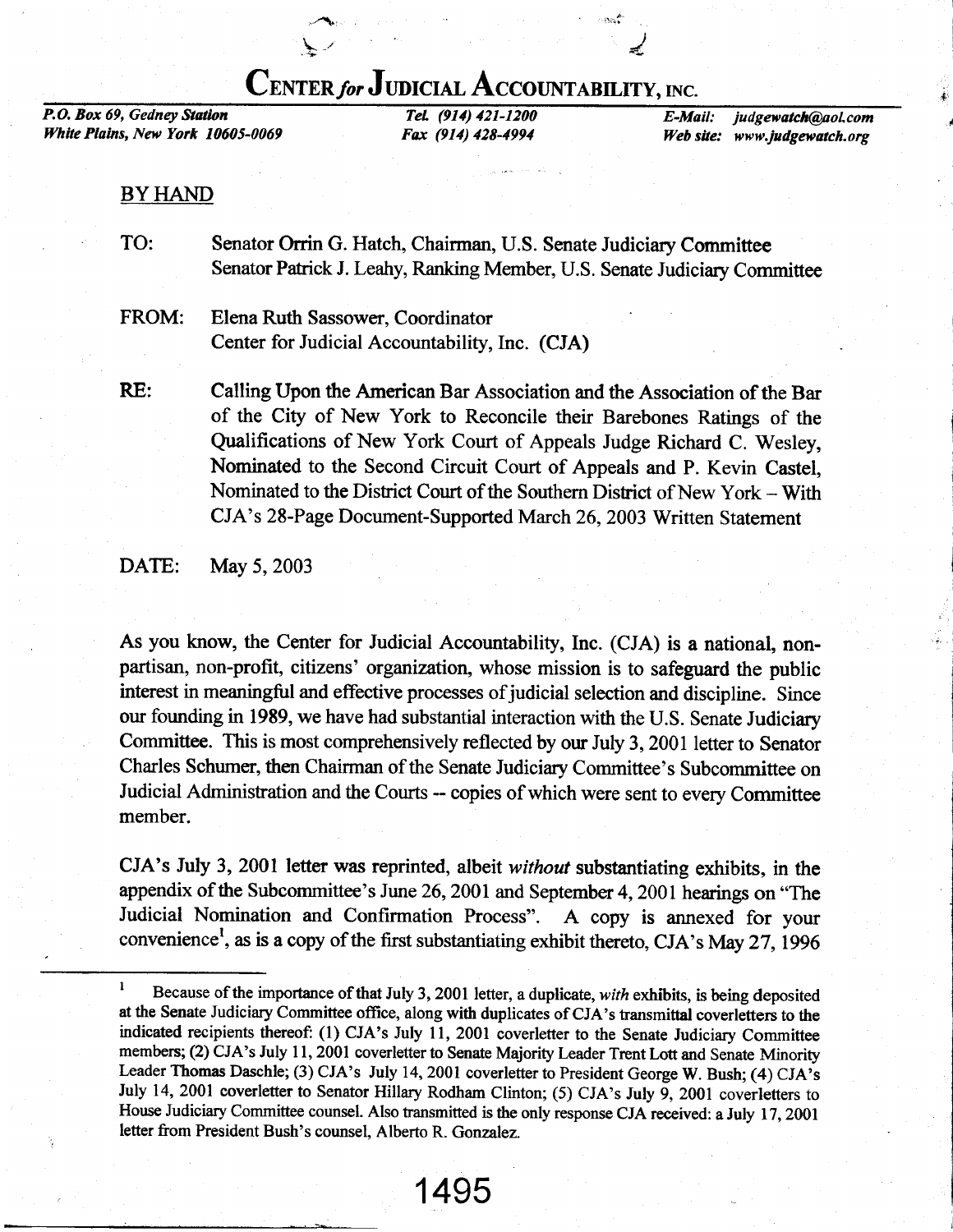# CENTER *for* JUDICIAL ACCOUNTABILITY, INC.

*P.O. Box 69, Gedney Station*
*White Plains, New York 10605-0069*

*Tel. (914) 421-1200*
*Fax (914) 428-4994*

*E-Mail: judgewatch@aol.com*
*Web site: www.judgewatch.org*

BY HAND

TO: Senator Orrin G. Hatch, Chairman, U.S. Senate Judiciary Committee
Senator Patrick J. Leahy, Ranking Member, U.S. Senate Judiciary Committee

FROM: Elena Ruth Sassower, Coordinator
Center for Judicial Accountability, Inc. (CJA)

RE: Calling Upon the American Bar Association and the Association of the Bar of the City of New York to Reconcile their Barebones Ratings of the Qualifications of New York Court of Appeals Judge Richard C. Wesley, Nominated to the Second Circuit Court of Appeals and P. Kevin Castel, Nominated to the District Court of the Southern District of New York – With CJA's 28-Page Document-Supported March 26, 2003 Written Statement

DATE: May 5, 2003

As you know, the Center for Judicial Accountability, Inc. (CJA) is a national, non-partisan, non-profit, citizens' organization, whose mission is to safeguard the public interest in meaningful and effective processes of judicial selection and discipline. Since our founding in 1989, we have had substantial interaction with the U.S. Senate Judiciary Committee. This is most comprehensively reflected by our July 3, 2001 letter to Senator Charles Schumer, then Chairman of the Senate Judiciary Committee's Subcommittee on Judicial Administration and the Courts -- copies of which were sent to every Committee member.

CJA's July 3, 2001 letter was reprinted, albeit *without* substantiating exhibits, in the appendix of the Subcommittee's June 26, 2001 and September 4, 2001 hearings on "The Judicial Nomination and Confirmation Process". A copy is annexed for your convenience[1], as is a copy of the first substantiating exhibit thereto, CJA's May 27, 1996

---

[1] Because of the importance of that July 3, 2001 letter, a duplicate, *with* exhibits, is being deposited at the Senate Judiciary Committee office, along with duplicates of CJA's transmittal coverletters to the indicated recipients thereof: (1) CJA's July 11, 2001 coverletter to the Senate Judiciary Committee members; (2) CJA's July 11, 2001 coverletter to Senate Majority Leader Trent Lott and Senate Minority Leader Thomas Daschle; (3) CJA's July 14, 2001 coverletter to President George W. Bush; (4) CJA's July 14, 2001 coverletter to Senator Hillary Rodham Clinton; (5) CJA's July 9, 2001 coverletters to House Judiciary Committee counsel. Also transmitted is the only response CJA received: a July 17, 2001 letter from President Bush's counsel, Alberto R. Gonzalez.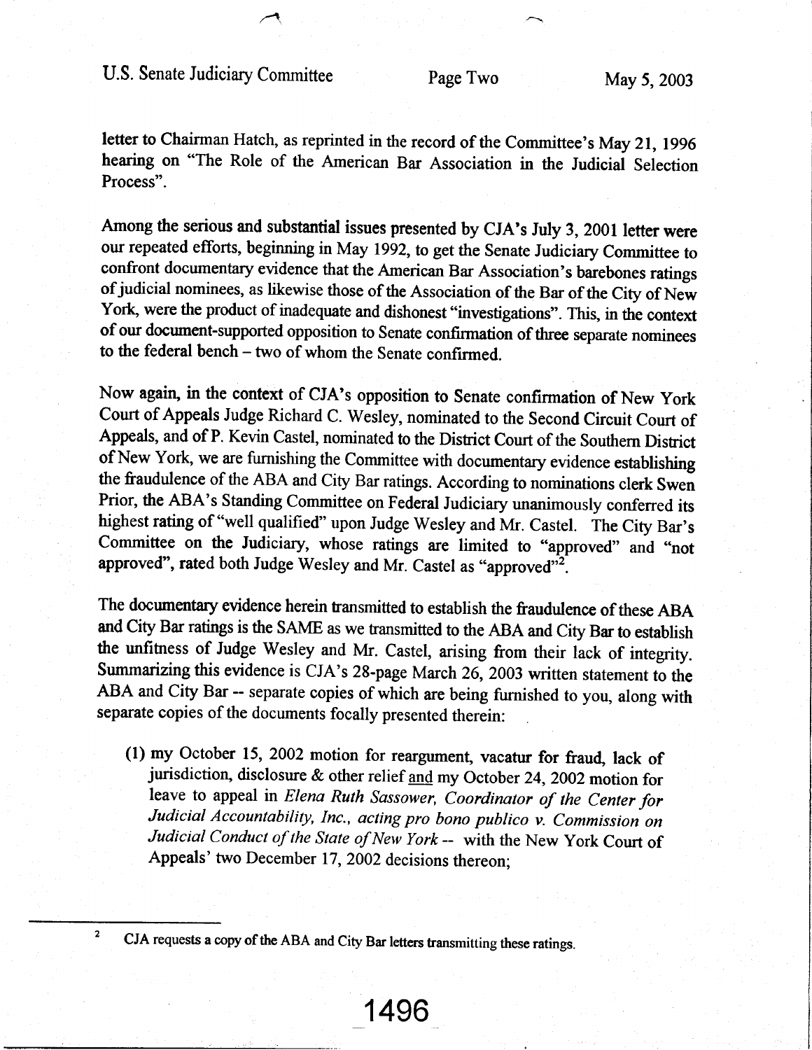letter to Chairman Hatch, as reprinted in the record of the Committee's May 21, 1996 hearing on "The Role of the American Bar Association in the Judicial Selection Process".

Among the serious and substantial issues presented by CJA's July 3, 2001 letter were our repeated efforts, beginning in May 1992, to get the Senate Judiciary Committee to confront documentary evidence that the American Bar Association's barebones ratings of judicial nominees, as likewise those of the Association of the Bar of the City of New York, were the product of inadequate and dishonest "investigations". This, in the context of our document-supported opposition to Senate confirmation of three separate nominees to the federal bench – two of whom the Senate confirmed.

Now again, in the context of CJA's opposition to Senate confirmation of New York Court of Appeals Judge Richard C. Wesley, nominated to the Second Circuit Court of Appeals, and of P. Kevin Castel, nominated to the District Court of the Southern District of New York, we are furnishing the Committee with documentary evidence establishing the fraudulence of the ABA and City Bar ratings. According to nominations clerk Swen Prior, the ABA's Standing Committee on Federal Judiciary unanimously conferred its highest rating of "well qualified" upon Judge Wesley and Mr. Castel. The City Bar's Committee on the Judiciary, whose ratings are limited to "approved" and "not approved", rated both Judge Wesley and Mr. Castel as "approved"[2].

The documentary evidence herein transmitted to establish the fraudulence of these ABA and City Bar ratings is the SAME as we transmitted to the ABA and City Bar to establish the unfitness of Judge Wesley and Mr. Castel, arising from their lack of integrity. Summarizing this evidence is CJA's 28-page March 26, 2003 written statement to the ABA and City Bar -- separate copies of which are being furnished to you, along with separate copies of the documents focally presented therein:

(1) my October 15, 2002 motion for reargument, vacatur for fraud, lack of jurisdiction, disclosure & other relief <u>and</u> my October 24, 2002 motion for leave to appeal in *Elena Ruth Sassower, Coordinator of the Center for Judicial Accountability, Inc., acting pro bono publico v. Commission on Judicial Conduct of the State of New York* -- with the New York Court of Appeals' two December 17, 2002 decisions thereon;

---

[2] CJA requests a copy of the ABA and City Bar letters transmitting these ratings.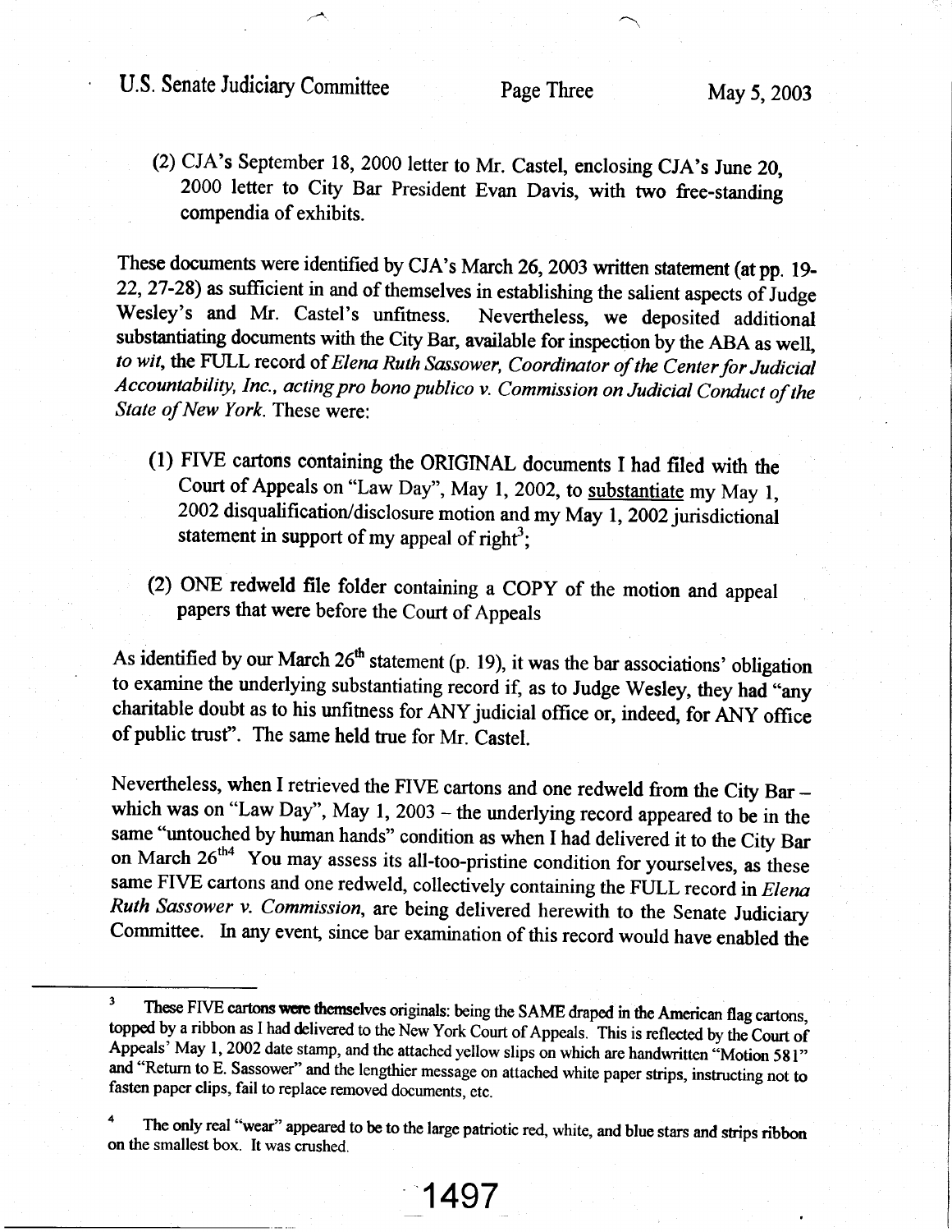(2) CJA's September 18, 2000 letter to Mr. Castel, enclosing CJA's June 20, 2000 letter to City Bar President Evan Davis, with two free-standing compendia of exhibits.

These documents were identified by CJA's March 26, 2003 written statement (at pp. 19-22, 27-28) as sufficient in and of themselves in establishing the salient aspects of Judge Wesley's and Mr. Castel's unfitness. Nevertheless, we deposited additional substantiating documents with the City Bar, available for inspection by the ABA as well, *to wit*, the FULL record of *Elena Ruth Sassower, Coordinator of the Center for Judicial Accountability, Inc., acting pro bono publico v. Commission on Judicial Conduct of the State of New York*. These were:

(1) FIVE cartons containing the ORIGINAL documents I had filed with the Court of Appeals on "Law Day", May 1, 2002, to substantiate my May 1, 2002 disqualification/disclosure motion and my May 1, 2002 jurisdictional statement in support of my appeal of right[3];

(2) ONE redweld file folder containing a COPY of the motion and appeal papers that were before the Court of Appeals

As identified by our March 26th statement (p. 19), it was the bar associations' obligation to examine the underlying substantiating record if, as to Judge Wesley, they had "any charitable doubt as to his unfitness for ANY judicial office or, indeed, for ANY office of public trust". The same held true for Mr. Castel.

Nevertheless, when I retrieved the FIVE cartons and one redweld from the City Bar – which was on "Law Day", May 1, 2003 – the underlying record appeared to be in the same "untouched by human hands" condition as when I had delivered it to the City Bar on March 26th[4] You may assess its all-too-pristine condition for yourselves, as these same FIVE cartons and one redweld, collectively containing the FULL record in *Elena Ruth Sassower v. Commission*, are being delivered herewith to the Senate Judiciary Committee. In any event, since bar examination of this record would have enabled the

---

[3] These FIVE cartons were themselves originals: being the SAME draped in the American flag cartons, topped by a ribbon as I had delivered to the New York Court of Appeals. This is reflected by the Court of Appeals' May 1, 2002 date stamp, and the attached yellow slips on which are handwritten "Motion 581" and "Return to E. Sassower" and the lengthier message on attached white paper strips, instructing not to fasten paper clips, fail to replace removed documents, etc.

[4] The only real "wear" appeared to be to the large patriotic red, white, and blue stars and strips ribbon on the smallest box. It was crushed.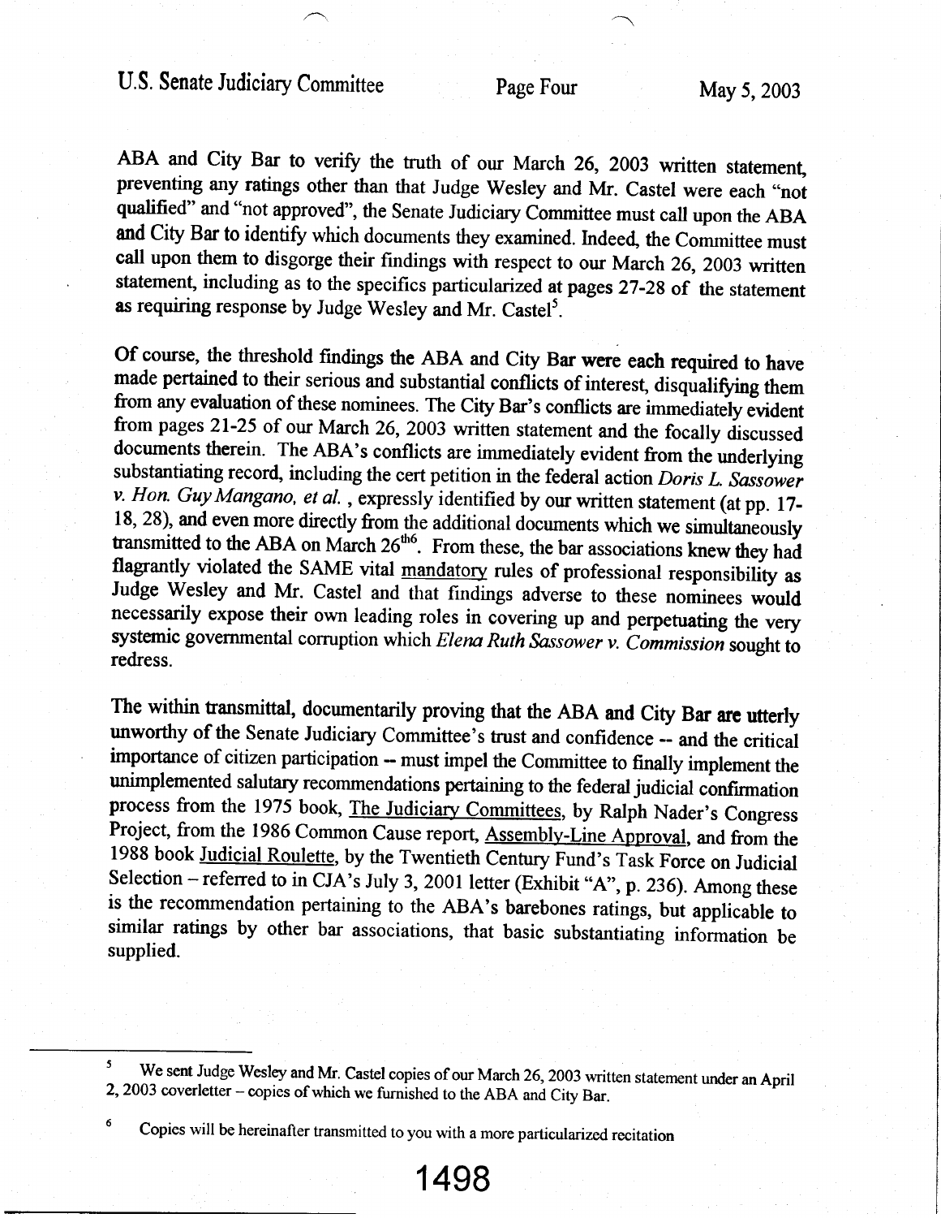ABA and City Bar to verify the truth of our March 26, 2003 written statement, preventing any ratings other than that Judge Wesley and Mr. Castel were each "not qualified" and "not approved", the Senate Judiciary Committee must call upon the ABA and City Bar to identify which documents they examined. Indeed, the Committee must call upon them to disgorge their findings with respect to our March 26, 2003 written statement, including as to the specifics particularized at pages 27-28 of the statement as requiring response by Judge Wesley and Mr. Castel[5].

Of course, the threshold findings the ABA and City Bar were each required to have made pertained to their serious and substantial conflicts of interest, disqualifying them from any evaluation of these nominees. The City Bar's conflicts are immediately evident from pages 21-25 of our March 26, 2003 written statement and the focally discussed documents therein. The ABA's conflicts are immediately evident from the underlying substantiating record, including the cert petition in the federal action *Doris L. Sassower v. Hon. Guy Mangano, et al.*, expressly identified by our written statement (at pp. 17-18, 28), and even more directly from the additional documents which we simultaneously transmitted to the ABA on March 26th[6]. From these, the bar associations knew they had flagrantly violated the SAME vital mandatory rules of professional responsibility as Judge Wesley and Mr. Castel and that findings adverse to these nominees would necessarily expose their own leading roles in covering up and perpetuating the very systemic governmental corruption which *Elena Ruth Sassower v. Commission* sought to redress.

The within transmittal, documentarily proving that the ABA and City Bar are utterly unworthy of the Senate Judiciary Committee's trust and confidence -- and the critical importance of citizen participation -- must impel the Committee to finally implement the unimplemented salutary recommendations pertaining to the federal judicial confirmation process from the 1975 book, The Judiciary Committees, by Ralph Nader's Congress Project, from the 1986 Common Cause report, Assembly-Line Approval, and from the 1988 book Judicial Roulette, by the Twentieth Century Fund's Task Force on Judicial Selection – referred to in CJA's July 3, 2001 letter (Exhibit "A", p. 236). Among these is the recommendation pertaining to the ABA's barebones ratings, but applicable to similar ratings by other bar associations, that basic substantiating information be supplied.

---

[5] We sent Judge Wesley and Mr. Castel copies of our March 26, 2003 written statement under an April 2, 2003 coverletter – copies of which we furnished to the ABA and City Bar.

[6] Copies will be hereinafter transmitted to you with a more particularized recitation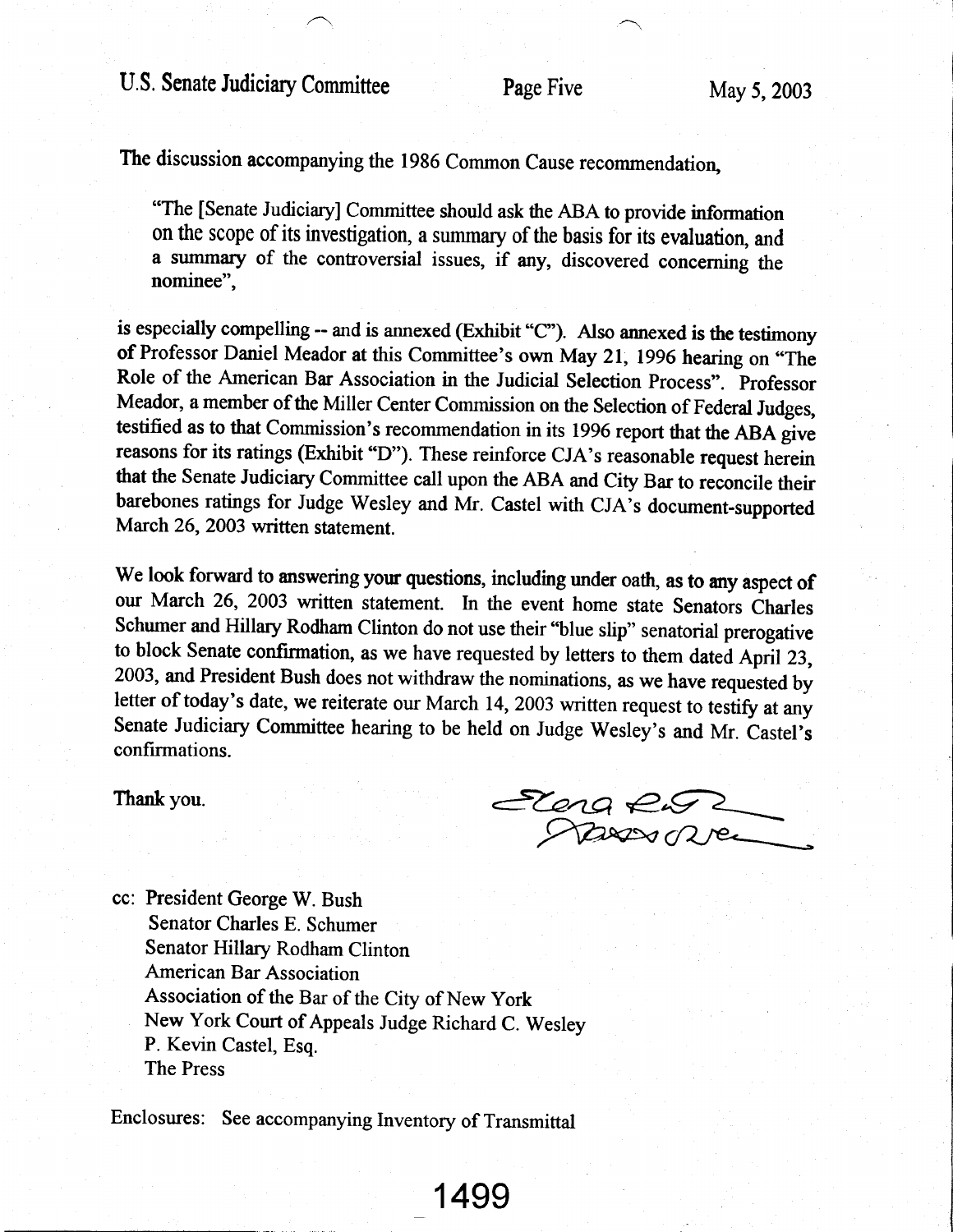The discussion accompanying the 1986 Common Cause recommendation,

> "The [Senate Judiciary] Committee should ask the ABA to provide information on the scope of its investigation, a summary of the basis for its evaluation, and a summary of the controversial issues, if any, discovered concerning the nominee",

is especially compelling -- and is annexed (Exhibit "C"). Also annexed is the testimony of Professor Daniel Meador at this Committee's own May 21, 1996 hearing on "The Role of the American Bar Association in the Judicial Selection Process". Professor Meador, a member of the Miller Center Commission on the Selection of Federal Judges, testified as to that Commission's recommendation in its 1996 report that the ABA give reasons for its ratings (Exhibit "D"). These reinforce CJA's reasonable request herein that the Senate Judiciary Committee call upon the ABA and City Bar to reconcile their barebones ratings for Judge Wesley and Mr. Castel with CJA's document-supported March 26, 2003 written statement.

We look forward to answering your questions, including under oath, as to any aspect of our March 26, 2003 written statement. In the event home state Senators Charles Schumer and Hillary Rodham Clinton do not use their "blue slip" senatorial prerogative to block Senate confirmation, as we have requested by letters to them dated April 23, 2003, and President Bush does not withdraw the nominations, as we have requested by letter of today's date, we reiterate our March 14, 2003 written request to testify at any Senate Judiciary Committee hearing to be held on Judge Wesley's and Mr. Castel's confirmations.

Thank you.

cc: President George W. Bush
Senator Charles E. Schumer
Senator Hillary Rodham Clinton
American Bar Association
Association of the Bar of the City of New York
New York Court of Appeals Judge Richard C. Wesley
P. Kevin Castel, Esq.
The Press

Enclosures: See accompanying Inventory of Transmittal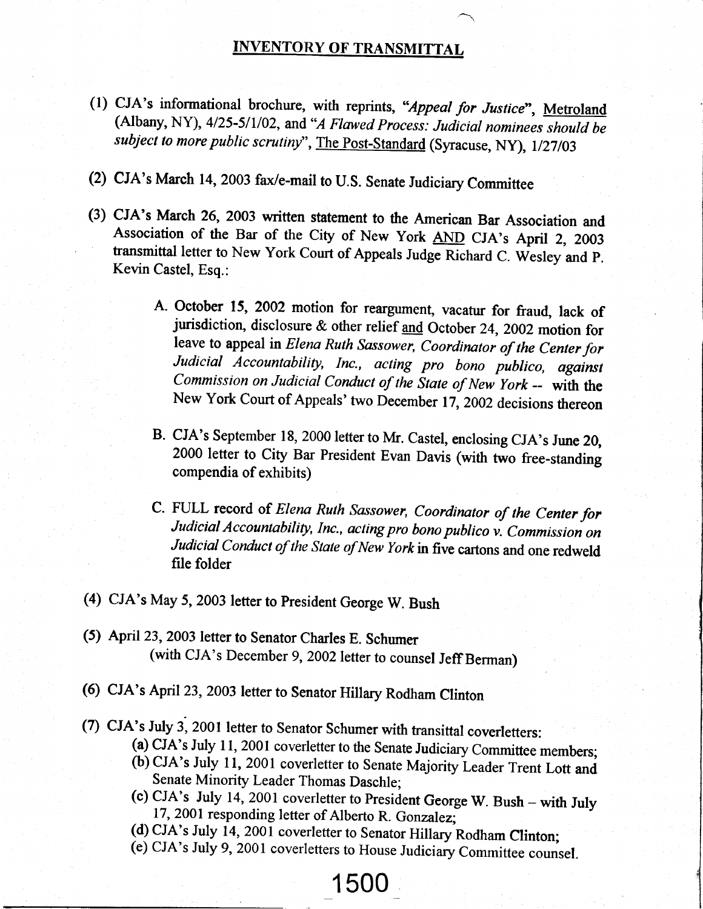## INVENTORY OF TRANSMITTAL

(1) CJA's informational brochure, with reprints, *"Appeal for Justice"*, Metroland (Albany, NY), 4/25-5/1/02, and *"A Flawed Process: Judicial nominees should be subject to more public scrutiny"*, The Post-Standard (Syracuse, NY), 1/27/03

(2) CJA's March 14, 2003 fax/e-mail to U.S. Senate Judiciary Committee

(3) CJA's March 26, 2003 written statement to the American Bar Association and Association of the Bar of the City of New York AND CJA's April 2, 2003 transmittal letter to New York Court of Appeals Judge Richard C. Wesley and P. Kevin Castel, Esq.:

A. October 15, 2002 motion for reargument, vacatur for fraud, lack of jurisdiction, disclosure & other relief and October 24, 2002 motion for leave to appeal in *Elena Ruth Sassower, Coordinator of the Center for Judicial Accountability, Inc., acting pro bono publico, against Commission on Judicial Conduct of the State of New York* -- with the New York Court of Appeals' two December 17, 2002 decisions thereon

B. CJA's September 18, 2000 letter to Mr. Castel, enclosing CJA's June 20, 2000 letter to City Bar President Evan Davis (with two free-standing compendia of exhibits)

C. FULL record of *Elena Ruth Sassower, Coordinator of the Center for Judicial Accountability, Inc., acting pro bono publico v. Commission on Judicial Conduct of the State of New York* in five cartons and one redweld file folder

(4) CJA's May 5, 2003 letter to President George W. Bush

(5) April 23, 2003 letter to Senator Charles E. Schumer
(with CJA's December 9, 2002 letter to counsel Jeff Berman)

(6) CJA's April 23, 2003 letter to Senator Hillary Rodham Clinton

(7) CJA's July 3, 2001 letter to Senator Schumer with transittal coverletters:
- (a) CJA's July 11, 2001 coverletter to the Senate Judiciary Committee members;
- (b) CJA's July 11, 2001 coverletter to Senate Majority Leader Trent Lott and Senate Minority Leader Thomas Daschle;
- (c) CJA's July 14, 2001 coverletter to President George W. Bush – with July 17, 2001 responding letter of Alberto R. Gonzalez;
- (d) CJA's July 14, 2001 coverletter to Senator Hillary Rodham Clinton;
- (e) CJA's July 9, 2001 coverletters to House Judiciary Committee counsel.